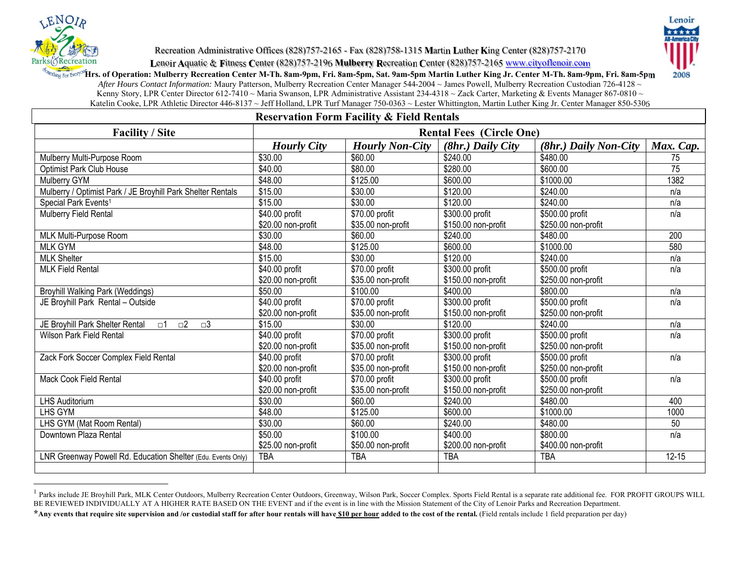Recreation Administrative Offices (828)757-2165 - Fax (828)758-1315 Martin Luther King Center (828)757-2170

Lenoir Aquatic & Fitness Center (828)757-2196 **Mulberry Recreation Center** (828)757-2165 www.cityoflenoir.com

**Hrs. of Operation: Mulberry Recreation Center M-Th. 8am-9pm, Fri. 8am-5pm, Sat. 9am-5pm Martin Luther King Jr. Center M-Th. 8am-9pm, Fri. 8am-5pm**

*After Hours Contact Information:* Maury Patterson, Mulberry Recreation Center Manager 544-2004 ~ James Powell, Mulberry Recreation Custodian 726-4128 ~ Kenny Story, LPR Center Director 612-7410 ~ Maria Swanson, LPR Administrative Assistant 234-4318 ~ Zack Carter, Marketing & Events Manager 867-0810 ~ Katelin Cooke, LPR Athletic Director 446-8137 ~ Jeff Holland, LPR Turf Manager 750-0363 ~ Lester Whittington, Martin Luther King Jr. Center Manager 850-5306

## Reservation Form Facility & Field Rentals

| Facility / Site | Rental Fees (Circle One) | | | | |
|---|---|---|---|---|---|
| | *Hourly City* | *Hourly Non-City* | *(8hr.) Daily City* | *(8hr.) Daily Non-City* | *Max. Cap.* |
| Mulberry Multi-Purpose Room | $30.00 | $60.00 | $240.00 | $480.00 | 75 |
| Optimist Park Club House | $40.00 | $80.00 | $280.00 | $600.00 | 75 |
| Mulberry GYM | $48.00 | $125.00 | $600.00 | $1000.00 | 1382 |
| Mulberry / Optimist Park / JE Broyhill Park Shelter Rentals | $15.00 | $30.00 | $120.00 | $240.00 | n/a |
| Special Park Events[1] | $15.00 | $30.00 | $120.00 | $240.00 | n/a |
| Mulberry Field Rental | $40.00 profit<br>$20.00 non-profit | $70.00 profit<br>$35.00 non-profit | $300.00 profit<br>$150.00 non-profit | $500.00 profit<br>$250.00 non-profit | n/a |
| MLK Multi-Purpose Room | $30.00 | $60.00 | $240.00 | $480.00 | 200 |
| MLK GYM | $48.00 | $125.00 | $600.00 | $1000.00 | 580 |
| MLK Shelter | $15.00 | $30.00 | $120.00 | $240.00 | n/a |
| MLK Field Rental | $40.00 profit<br>$20.00 non-profit | $70.00 profit<br>$35.00 non-profit | $300.00 profit<br>$150.00 non-profit | $500.00 profit<br>$250.00 non-profit | n/a |
| Broyhill Walking Park (Weddings) | $50.00 | $100.00 | $400.00 | $800.00 | n/a |
| JE Broyhill Park Rental – Outside | $40.00 profit<br>$20.00 non-profit | $70.00 profit<br>$35.00 non-profit | $300.00 profit<br>$150.00 non-profit | $500.00 profit<br>$250.00 non-profit | n/a |
| JE Broyhill Park Shelter Rental □1 □2 □3 | $15.00 | $30.00 | $120.00 | $240.00 | n/a |
| Wilson Park Field Rental | $40.00 profit<br>$20.00 non-profit | $70.00 profit<br>$35.00 non-profit | $300.00 profit<br>$150.00 non-profit | $500.00 profit<br>$250.00 non-profit | n/a |
| Zack Fork Soccer Complex Field Rental | $40.00 profit<br>$20.00 non-profit | $70.00 profit<br>$35.00 non-profit | $300.00 profit<br>$150.00 non-profit | $500.00 profit<br>$250.00 non-profit | n/a |
| Mack Cook Field Rental | $40.00 profit<br>$20.00 non-profit | $70.00 profit<br>$35.00 non-profit | $300.00 profit<br>$150.00 non-profit | $500.00 profit<br>$250.00 non-profit | n/a |
| LHS Auditorium | $30.00 | $60.00 | $240.00 | $480.00 | 400 |
| LHS GYM | $48.00 | $125.00 | $600.00 | $1000.00 | 1000 |
| LHS GYM (Mat Room Rental) | $30.00 | $60.00 | $240.00 | $480.00 | 50 |
| Downtown Plaza Rental | $50.00<br>$25.00 non-profit | $100.00<br>$50.00 non-profit | $400.00<br>$200.00 non-profit | $800.00<br>$400.00 non-profit | n/a |
| LNR Greenway Powell Rd. Education Shelter (Edu. Events Only) | TBA | TBA | TBA | TBA | 12-15 |
| | | | | | |

[1] Parks include JE Broyhill Park, MLK Center Outdoors, Mulberry Recreation Center Outdoors, Greenway, Wilson Park, Soccer Complex. Sports Field Rental is a separate rate additional fee. FOR PROFIT GROUPS WILL BE REVIEWED INDIVIDUALLY AT A HIGHER RATE BASED ON THE EVENT and if the event is in line with the Mission Statement of the City of Lenoir Parks and Recreation Department.

***Any events that require site supervision and /or custodial staff for after hour rentals will have $10 per hour added to the cost of the rental.** (Field rentals include 1 field preparation per day)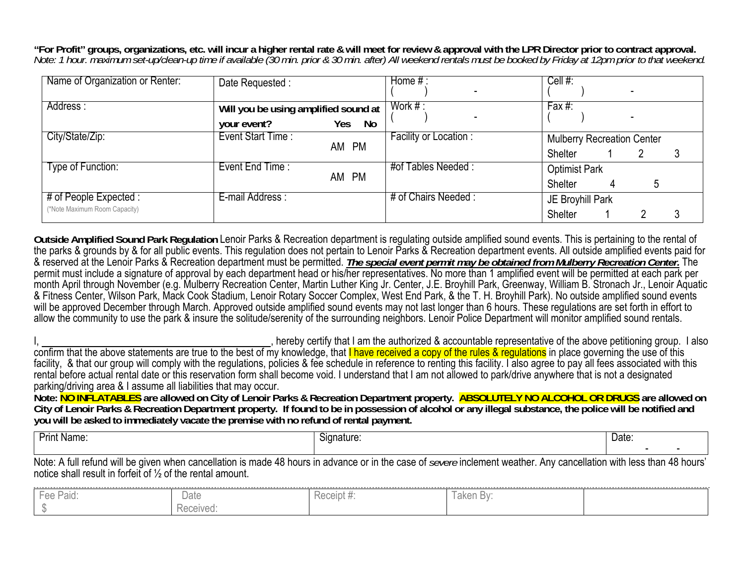**"For Profit" groups, organizations, etc. will incur a higher rental rate & will meet for review & approval with the LPR Director prior to contract approval.**
*Note: 1 hour. maximum set-up/clean-up time if available (30 min. prior & 30 min. after) All weekend rentals must be booked by Friday at 12pm prior to that weekend.*

| | | | |
|---|---|---|---|
| Name of Organization or Renter: | Date Requested : | Home # : ( ) - | Cell #: ( ) - |
| Address : | **Will you be using amplified sound at your event? Yes No** | Work # : ( ) - | Fax #: ( ) - |
| City/State/Zip: | Event Start Time : AM PM | Facility or Location : | Mulberry Recreation Center Shelter 1 2 3 |
| Type of Function: | Event End Time : AM PM | #of Tables Needed : | Optimist Park Shelter 4 5 |
| # of People Expected : (*Note Maximum Room Capacity) | E-mail Address : | # of Chairs Needed : | JE Broyhill Park Shelter 1 2 3 |

**Outside Amplified Sound Park Regulation** Lenoir Parks & Recreation department is regulating outside amplified sound events. This is pertaining to the rental of the parks & grounds by & for all public events. This regulation does not pertain to Lenoir Parks & Recreation department events. All outside amplified events paid for & reserved at the Lenoir Parks & Recreation department must be permitted. ***The special event permit may be obtained from Mulberry Recreation Center.*** The permit must include a signature of approval by each department head or his/her representatives. No more than 1 amplified event will be permitted at each park per month April through November (e.g. Mulberry Recreation Center, Martin Luther King Jr. Center, J.E. Broyhill Park, Greenway, William B. Stronach Jr., Lenoir Aquatic & Fitness Center, Wilson Park, Mack Cook Stadium, Lenoir Rotary Soccer Complex, West End Park, & the T. H. Broyhill Park). No outside amplified sound events will be approved December through March. Approved outside amplified sound events may not last longer than 6 hours. These regulations are set forth in effort to allow the community to use the park & insure the solitude/serenity of the surrounding neighbors. Lenoir Police Department will monitor amplified sound rentals.

I, ______________________________, hereby certify that I am the authorized & accountable representative of the above petitioning group. I also confirm that the above statements are true to the best of my knowledge, that I have received a copy of the rules & regulations in place governing the use of this facility, & that our group will comply with the regulations, policies & fee schedule in reference to renting this facility. I also agree to pay all fees associated with this rental before actual rental date or this reservation form shall become void. I understand that I am not allowed to park/drive anywhere that is not a designated parking/driving area & I assume all liabilities that may occur.

**Note: NO INFLATABLES are allowed on City of Lenoir Parks & Recreation Department property. ABSOLUTELY NO ALCOHOL OR DRUGS are allowed on City of Lenoir Parks & Recreation Department property. If found to be in possession of alcohol or any illegal substance, the police will be notified and you will be asked to immediately vacate the premise with no refund of rental payment.**

| | | |
|---|---|---|
| Print Name: | Signature: | Date: - - |

Note: A full refund will be given when cancellation is made 48 hours in advance or in the case of *severe* inclement weather. Any cancellation with less than 48 hours' notice shall result in forfeit of ½ of the rental amount.

| | | | | |
|---|---|---|---|---|
| Fee Paid: $ | Date Received: | Receipt #: | Taken By: | |